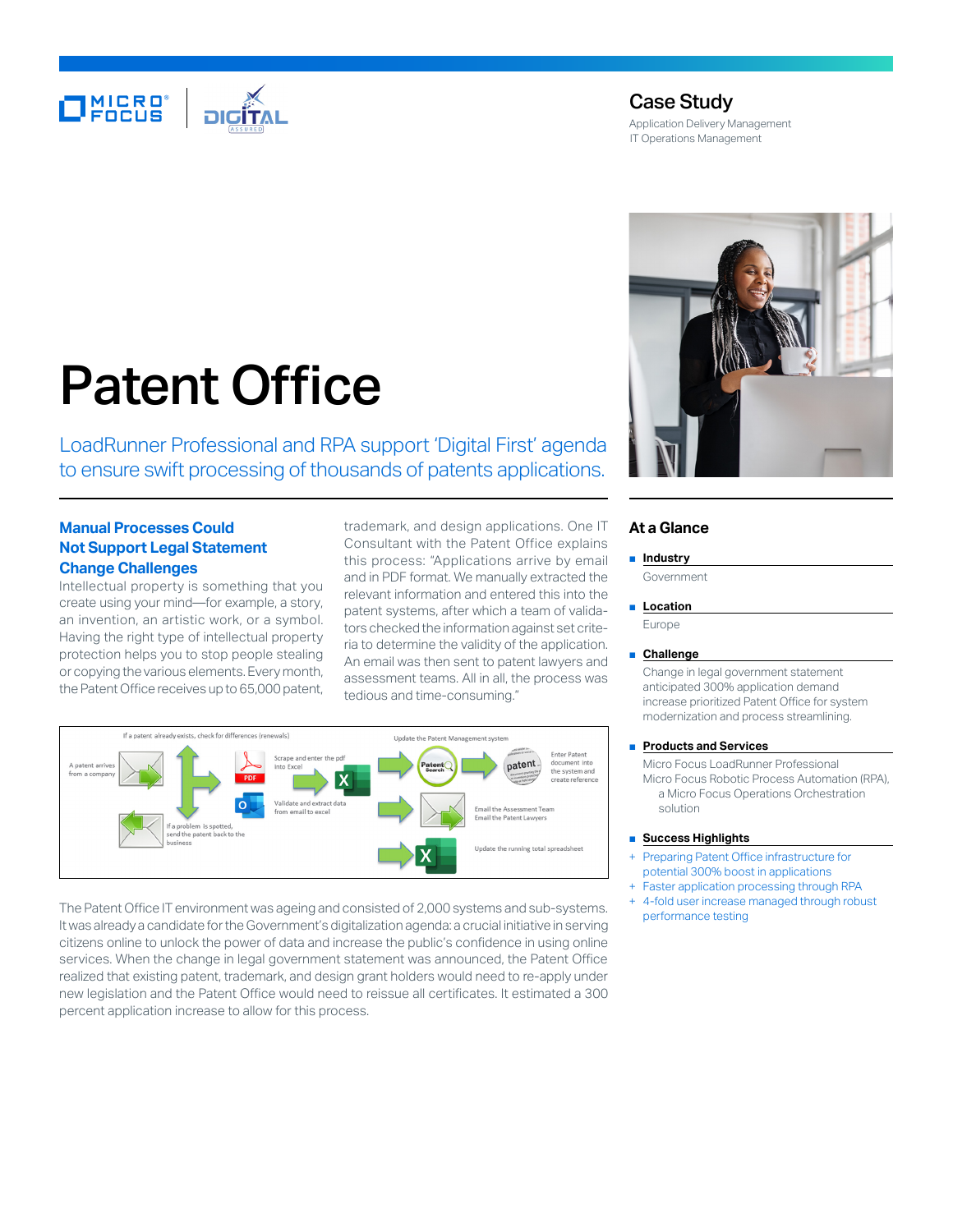# Case Study

Application Delivery Management
IT Operations Management

# Patent Office

LoadRunner Professional and RPA support 'Digital First' agenda to ensure swift processing of thousands of patents applications.

## Manual Processes Could Not Support Legal Statement Change Challenges

Intellectual property is something that you create using your mind—for example, a story, an invention, an artistic work, or a symbol. Having the right type of intellectual property protection helps you to stop people stealing or copying the various elements. Every month, the Patent Office receives up to 65,000 patent, trademark, and design applications. One IT Consultant with the Patent Office explains this process: "Applications arrive by email and in PDF format. We manually extracted the relevant information and entered this into the patent systems, after which a team of validators checked the information against set criteria to determine the validity of the application. An email was then sent to patent lawyers and assessment teams. All in all, the process was tedious and time-consuming."

If a patent already exists, check for differences (renewals)

A patent arrives from a company

Scrape and enter the pdf into Excel

Validate and extract data from email to excel

If a problem is spotted, send the patent back to the business

Update the Patent Management system

Enter Patent document into the system and create reference

Email the Assessment Team
Email the Patent Lawyers

Update the running total spreadsheet

The Patent Office IT environment was ageing and consisted of 2,000 systems and sub-systems. It was already a candidate for the Government's digitalization agenda: a crucial initiative in serving citizens online to unlock the power of data and increase the public's confidence in using online services. When the change in legal government statement was announced, the Patent Office realized that existing patent, trademark, and design grant holders would need to re-apply under new legislation and the Patent Office would need to reissue all certificates. It estimated a 300 percent application increase to allow for this process.

## At a Glance

**Industry**

Government

**Location**

Europe

**Challenge**

Change in legal government statement anticipated 300% application demand increase prioritized Patent Office for system modernization and process streamlining.

**Products and Services**

Micro Focus LoadRunner Professional
Micro Focus Robotic Process Automation (RPA), a Micro Focus Operations Orchestration solution

**Success Highlights**

+ Preparing Patent Office infrastructure for potential 300% boost in applications
+ Faster application processing through RPA
+ 4-fold user increase managed through robust performance testing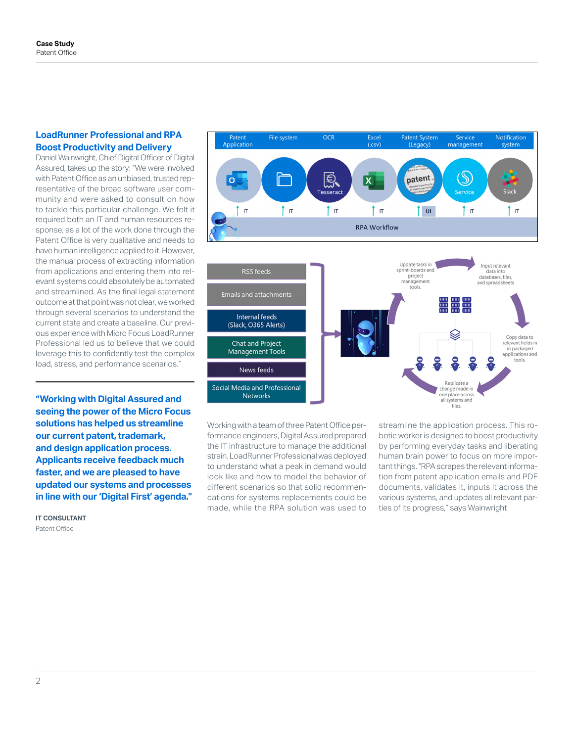## LoadRunner Professional and RPA Boost Productivity and Delivery

Daniel Wainwright, Chief Digital Officer of Digital Assured, takes up the story: "We were involved with Patent Office as an unbiased, trusted representative of the broad software user community and were asked to consult on how to tackle this particular challenge. We felt it required both an IT and human resources response, as a lot of the work done through the Patent Office is very qualitative and needs to have human intelligence applied to it. However, the manual process of extracting information from applications and entering them into relevant systems could absolutely be automated and streamlined. As the final legal statement outcome at that point was not clear, we worked through several scenarios to understand the current state and create a baseline. Our previous experience with Micro Focus LoadRunner Professional led us to believe that we could leverage this to confidently test the complex load, stress, and performance scenarios."

**"Working with Digital Assured and seeing the power of the Micro Focus solutions has helped us streamline our current patent, trademark, and design application process. Applicants receive feedback much faster, and we are pleased to have updated our systems and processes in line with our 'Digital First' agenda."**

**IT CONSULTANT**
Patent Office

Working with a team of three Patent Office performance engineers, Digital Assured prepared the IT infrastructure to manage the additional strain. LoadRunner Professional was deployed to understand what a peak in demand would look like and how to model the behavior of different scenarios so that solid recommendations for systems replacements could be made, while the RPA solution was used to streamline the application process. This robotic worker is designed to boost productivity by performing everyday tasks and liberating human brain power to focus on more important things. "RPA scrapes the relevant information from patent application emails and PDF documents, validates it, inputs it across the various systems, and updates all relevant parties of its progress," says Wainwright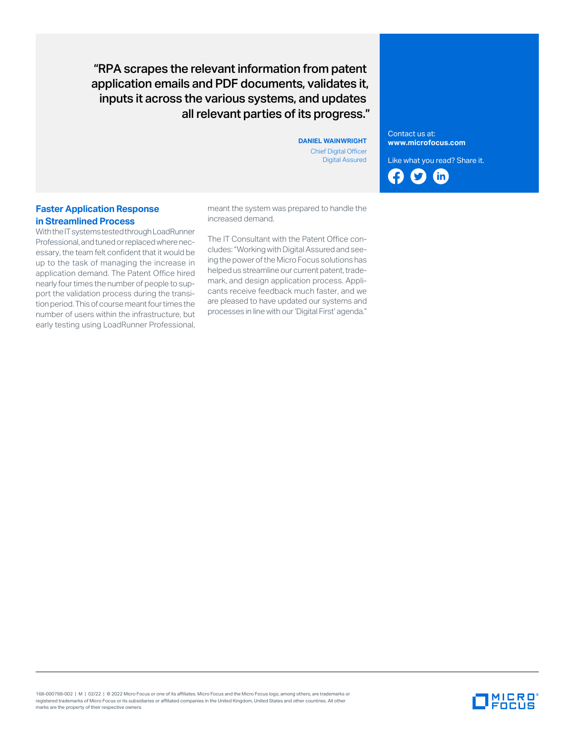> "RPA scrapes the relevant information from patent application emails and PDF documents, validates it, inputs it across the various systems, and updates all relevant parties of its progress."
>
> **DANIEL WAINWRIGHT**
> Chief Digital Officer
> Digital Assured

Contact us at:
**www.microfocus.com**

Like what you read? Share it.

### Faster Application Response in Streamlined Process

With the IT systems tested through LoadRunner Professional, and tuned or replaced where necessary, the team felt confident that it would be up to the task of managing the increase in application demand. The Patent Office hired nearly four times the number of people to support the validation process during the transition period. This of course meant four times the number of users within the infrastructure, but early testing using LoadRunner Professional, meant the system was prepared to handle the increased demand.

The IT Consultant with the Patent Office concludes: "Working with Digital Assured and seeing the power of the Micro Focus solutions has helped us streamline our current patent, trademark, and design application process. Applicants receive feedback much faster, and we are pleased to have updated our systems and processes in line with our 'Digital First' agenda."

168-000798-002 | M | 02/22 | © 2022 Micro Focus or one of its affiliates. Micro Focus and the Micro Focus logo, among others, are trademarks or registered trademarks of Micro Focus or its subsidiaries or affiliated companies in the United Kingdom, United States and other countries. All other marks are the property of their respective owners.